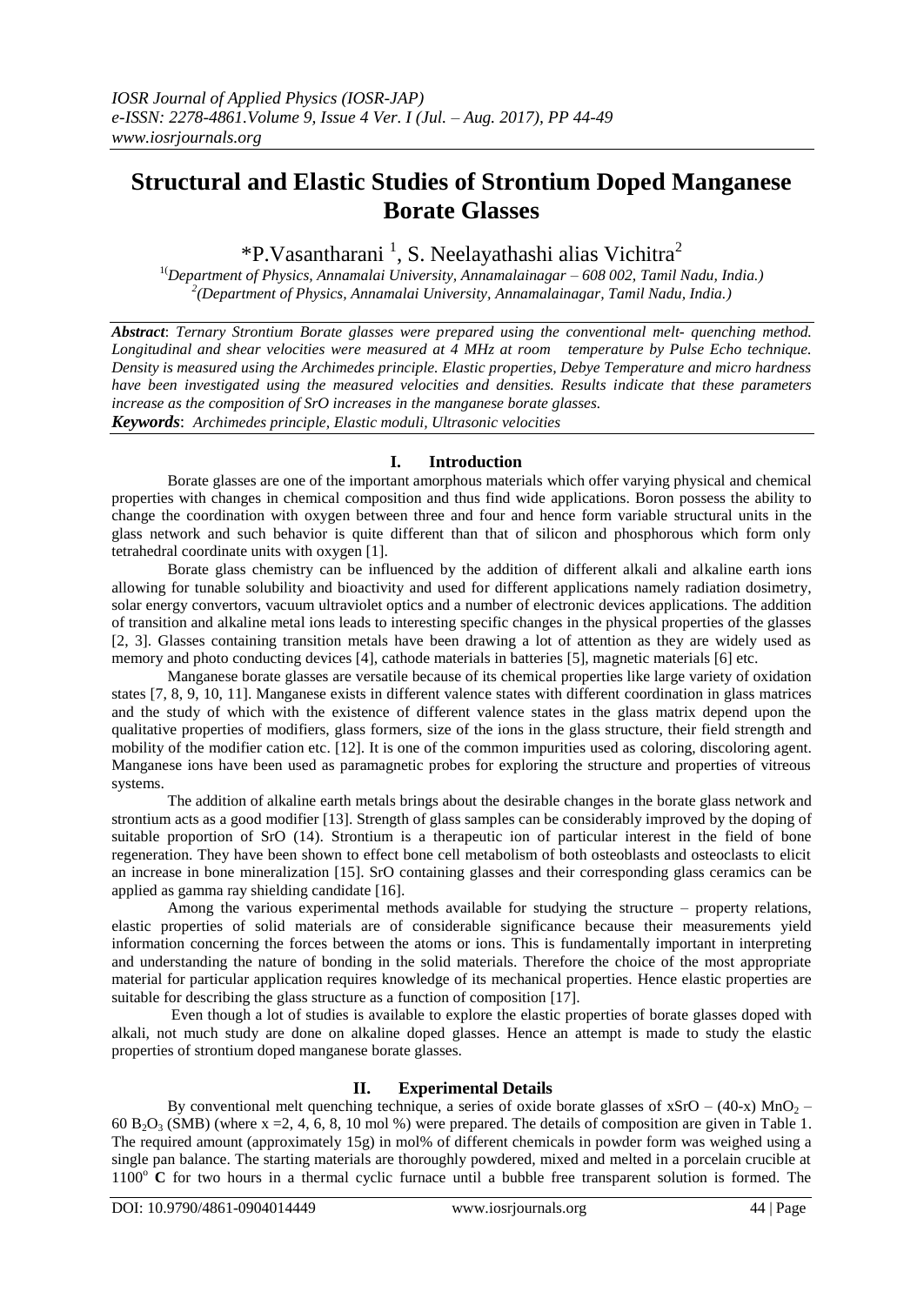# Structural and Elastic Studies of Strontium Doped Manganese Borate Glasses

*P.Vasantharani [1], S. Neelayathashi alias Vichitra[2]

[1](*Department of Physics, Annamalai University, Annamalainagar – 608 002, Tamil Nadu, India.)*
[2]*(Department of Physics, Annamalai University, Annamalainagar, Tamil Nadu, India.)*

***Abstract***: *Ternary Strontium Borate glasses were prepared using the conventional melt- quenching method. Longitudinal and shear velocities were measured at 4 MHz at room temperature by Pulse Echo technique. Density is measured using the Archimedes principle. Elastic properties, Debye Temperature and micro hardness have been investigated using the measured velocities and densities. Results indicate that these parameters increase as the composition of SrO increases in the manganese borate glasses.*

***Keywords***: *Archimedes principle, Elastic moduli, Ultrasonic velocities*

## I. Introduction

Borate glasses are one of the important amorphous materials which offer varying physical and chemical properties with changes in chemical composition and thus find wide applications. Boron possess the ability to change the coordination with oxygen between three and four and hence form variable structural units in the glass network and such behavior is quite different than that of silicon and phosphorous which form only tetrahedral coordinate units with oxygen [1].

Borate glass chemistry can be influenced by the addition of different alkali and alkaline earth ions allowing for tunable solubility and bioactivity and used for different applications namely radiation dosimetry, solar energy convertors, vacuum ultraviolet optics and a number of electronic devices applications. The addition of transition and alkaline metal ions leads to interesting specific changes in the physical properties of the glasses [2, 3]. Glasses containing transition metals have been drawing a lot of attention as they are widely used as memory and photo conducting devices [4], cathode materials in batteries [5], magnetic materials [6] etc.

Manganese borate glasses are versatile because of its chemical properties like large variety of oxidation states [7, 8, 9, 10, 11]. Manganese exists in different valence states with different coordination in glass matrices and the study of which with the existence of different valence states in the glass matrix depend upon the qualitative properties of modifiers, glass formers, size of the ions in the glass structure, their field strength and mobility of the modifier cation etc. [12]. It is one of the common impurities used as coloring, discoloring agent. Manganese ions have been used as paramagnetic probes for exploring the structure and properties of vitreous systems.

The addition of alkaline earth metals brings about the desirable changes in the borate glass network and strontium acts as a good modifier [13]. Strength of glass samples can be considerably improved by the doping of suitable proportion of SrO (14). Strontium is a therapeutic ion of particular interest in the field of bone regeneration. They have been shown to effect bone cell metabolism of both osteoblasts and osteoclasts to elicit an increase in bone mineralization [15]. SrO containing glasses and their corresponding glass ceramics can be applied as gamma ray shielding candidate [16].

Among the various experimental methods available for studying the structure – property relations, elastic properties of solid materials are of considerable significance because their measurements yield information concerning the forces between the atoms or ions. This is fundamentally important in interpreting and understanding the nature of bonding in the solid materials. Therefore the choice of the most appropriate material for particular application requires knowledge of its mechanical properties. Hence elastic properties are suitable for describing the glass structure as a function of composition [17].

Even though a lot of studies is available to explore the elastic properties of borate glasses doped with alkali, not much study are done on alkaline doped glasses. Hence an attempt is made to study the elastic properties of strontium doped manganese borate glasses.

## II. Experimental Details

By conventional melt quenching technique, a series of oxide borate glasses of xSrO – (40-x) $MnO_2$ – 60 $B_2O_3$ (SMB) (where x =2, 4, 6, 8, 10 mol %) were prepared. The details of composition are given in Table 1. The required amount (approximately 15g) in mol% of different chemicals in powder form was weighed using a single pan balance. The starting materials are thoroughly powdered, mixed and melted in a porcelain crucible at $1100^{o}$ **C** for two hours in a thermal cyclic furnace until a bubble free transparent solution is formed. The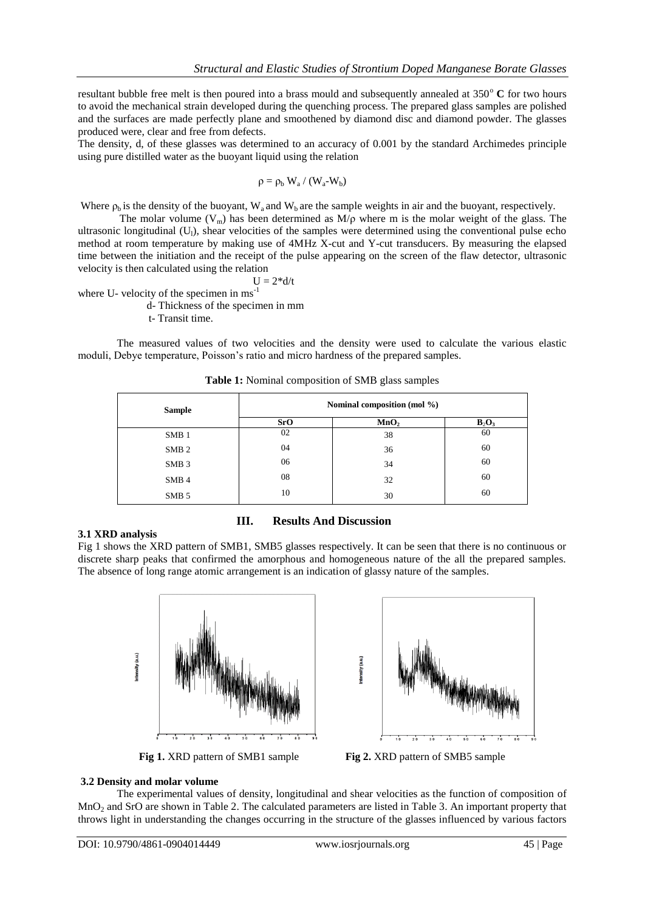resultant bubble free melt is then poured into a brass mould and subsequently annealed at $350^{o}$ **C** for two hours to avoid the mechanical strain developed during the quenching process. The prepared glass samples are polished and the surfaces are made perfectly plane and smoothened by diamond disc and diamond powder. The glasses produced were, clear and free from defects.

The density, d, of these glasses was determined to an accuracy of 0.001 by the standard Archimedes principle using pure distilled water as the buoyant liquid using the relation

$$\rho = \rho_b W_a / (W_a - W_b)$$

Where $\rho_b$ is the density of the buoyant, $W_a$ and $W_b$ are the sample weights in air and the buoyant, respectively.

The molar volume ($V_m$) has been determined as $M/\rho$ where m is the molar weight of the glass. The ultrasonic longitudinal ($U_l$), shear velocities of the samples were determined using the conventional pulse echo method at room temperature by making use of 4MHz X-cut and Y-cut transducers. By measuring the elapsed time between the initiation and the receipt of the pulse appearing on the screen of the flaw detector, ultrasonic velocity is then calculated using the relation

$$U = 2*d/t$$

where U- velocity of the specimen in $ms^{-1}$

d- Thickness of the specimen in mm

t- Transit time.

The measured values of two velocities and the density were used to calculate the various elastic moduli, Debye temperature, Poisson's ratio and micro hardness of the prepared samples.

**Table 1:** Nominal composition of SMB glass samples

| Sample | Nominal composition (mol %) | | |
|---|---|---|---|
| | **SrO** | **$MnO_2$** | **$B_2O_3$** |
| SMB 1 | 02 | 38 | 60 |
| SMB 2 | 04 | 36 | 60 |
| SMB 3 | 06 | 34 | 60 |
| SMB 4 | 08 | 32 | 60 |
| SMB 5 | 10 | 30 | 60 |

## III. Results And Discussion

### 3.1 XRD analysis

Fig 1 shows the XRD pattern of SMB1, SMB5 glasses respectively. It can be seen that there is no continuous or discrete sharp peaks that confirmed the amorphous and homogeneous nature of the all the prepared samples. The absence of long range atomic arrangement is an indication of glassy nature of the samples.

**Fig 1.** XRD pattern of SMB1 sample

**Fig 2.** XRD pattern of SMB5 sample

### 3.2 Density and molar volume

The experimental values of density, longitudinal and shear velocities as the function of composition of $MnO_2$ and SrO are shown in Table 2. The calculated parameters are listed in Table 3. An important property that throws light in understanding the changes occurring in the structure of the glasses influenced by various factors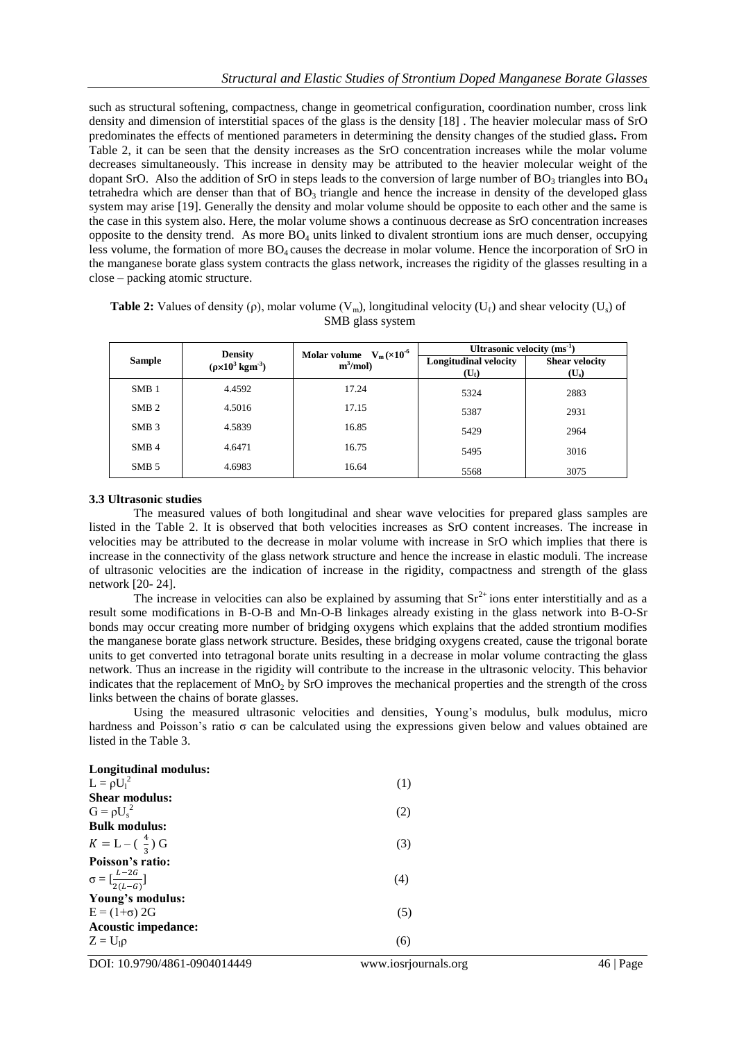such as structural softening, compactness, change in geometrical configuration, coordination number, cross link density and dimension of interstitial spaces of the glass is the density [18] . The heavier molecular mass of SrO predominates the effects of mentioned parameters in determining the density changes of the studied glass**.** From Table 2, it can be seen that the density increases as the SrO concentration increases while the molar volume decreases simultaneously. This increase in density may be attributed to the heavier molecular weight of the dopant SrO. Also the addition of SrO in steps leads to the conversion of large number of $BO_3$ triangles into $BO_4$ tetrahedra which are denser than that of $BO_3$ triangle and hence the increase in density of the developed glass system may arise [19]. Generally the density and molar volume should be opposite to each other and the same is the case in this system also. Here, the molar volume shows a continuous decrease as SrO concentration increases opposite to the density trend. As more $BO_4$ units linked to divalent strontium ions are much denser, occupying less volume, the formation of more $BO_4$ causes the decrease in molar volume. Hence the incorporation of SrO in the manganese borate glass system contracts the glass network, increases the rigidity of the glasses resulting in a close – packing atomic structure.

**Table 2:** Values of density (ρ), molar volume ($V_m$), longitudinal velocity ($U_\ell$) and shear velocity ($U_s$) of SMB glass system

| Sample | Density ($\rho \times 10^3$ kgm$^{-3}$) | Molar volume $V_m$ ($\times 10^{-6}$ m$^3$/mol) | Ultrasonic velocity (ms$^{-1}$) | |
|---|---|---|---|---|
| | | | Longitudinal velocity ($U_\ell$) | Shear velocity ($U_s$) |
| SMB 1 | 4.4592 | 17.24 | 5324 | 2883 |
| SMB 2 | 4.5016 | 17.15 | 5387 | 2931 |
| SMB 3 | 4.5839 | 16.85 | 5429 | 2964 |
| SMB 4 | 4.6471 | 16.75 | 5495 | 3016 |
| SMB 5 | 4.6983 | 16.64 | 5568 | 3075 |

### 3.3 Ultrasonic studies

The measured values of both longitudinal and shear wave velocities for prepared glass samples are listed in the Table 2. It is observed that both velocities increases as SrO content increases. The increase in velocities may be attributed to the decrease in molar volume with increase in SrO which implies that there is increase in the connectivity of the glass network structure and hence the increase in elastic moduli. The increase of ultrasonic velocities are the indication of increase in the rigidity, compactness and strength of the glass network [20- 24].

The increase in velocities can also be explained by assuming that $Sr^{2+}$ ions enter interstitially and as a result some modifications in B-O-B and Mn-O-B linkages already existing in the glass network into B-O-Sr bonds may occur creating more number of bridging oxygens which explains that the added strontium modifies the manganese borate glass network structure. Besides, these bridging oxygens created, cause the trigonal borate units to get converted into tetragonal borate units resulting in a decrease in molar volume contracting the glass network. Thus an increase in the rigidity will contribute to the increase in the ultrasonic velocity. This behavior indicates that the replacement of $MnO_2$ by SrO improves the mechanical properties and the strength of the cross links between the chains of borate glasses.

Using the measured ultrasonic velocities and densities, Young's modulus, bulk modulus, micro hardness and Poisson's ratio σ can be calculated using the expressions given below and values obtained are listed in the Table 3.

**Longitudinal modulus:**

$$L = \rho U_l^2 \quad (1)$$

**Shear modulus:**

$$G = \rho U_s^2 \quad (2)$$

**Bulk modulus:**

$$K = L - \left(\frac{4}{3}\right) G \quad (3)$$

**Poisson's ratio:**

$$\sigma = \left[\frac{L-2G}{2(L-G)}\right] \quad (4)$$

**Young's modulus:**

$$E = (1+\sigma)\, 2G \quad (5)$$

**Acoustic impedance:**

$$Z = U_l \rho \quad (6)$$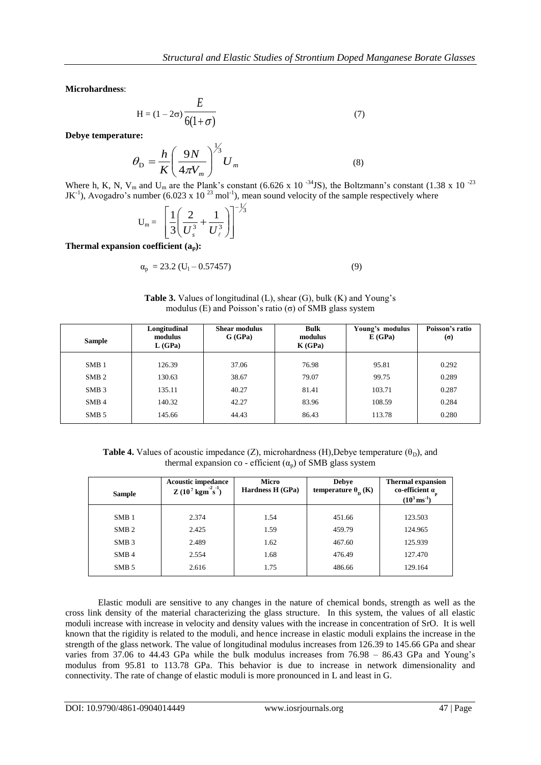**Microhardness**:

$$H = (1 - 2\sigma)\frac{E}{6(1+\sigma)} \tag{7}$$

**Debye temperature:**

$$\theta_D = \frac{h}{K}\left(\frac{9N}{4\pi V_m}\right)^{1/3} U_m \tag{8}$$

Where h, K, N, $V_m$ and $U_m$ are the Plank's constant (6.626 x 10 $^{-34}$JS), the Boltzmann's constant (1.38 x 10 $^{-23}$ $JK^{-1}$), Avogadro's number (6.023 x 10 $^{23}$ $mol^{-1}$), mean sound velocity of the sample respectively where

$$U_m = \left[\frac{1}{3}\left(\frac{2}{U_s^3} + \frac{1}{U_\ell^3}\right)\right]^{-1/3}$$

**Thermal expansion coefficient ($a_p$):**

$$\alpha_p = 23.2\,(U_l - 0.57457) \tag{9}$$

**Table 3.** Values of longitudinal (L), shear (G), bulk (K) and Young's modulus (E) and Poisson's ratio (σ) of SMB glass system

| Sample | Longitudinal modulus L (GPa) | Shear modulus G (GPa) | Bulk modulus K (GPa) | Young's modulus E (GPa) | Poisson's ratio (σ) |
|---|---|---|---|---|---|
| SMB 1 | 126.39 | 37.06 | 76.98 | 95.81 | 0.292 |
| SMB 2 | 130.63 | 38.67 | 79.07 | 99.75 | 0.289 |
| SMB 3 | 135.11 | 40.27 | 81.41 | 103.71 | 0.287 |
| SMB 4 | 140.32 | 42.27 | 83.96 | 108.59 | 0.284 |
| SMB 5 | 145.66 | 44.43 | 86.43 | 113.78 | 0.280 |

**Table 4.** Values of acoustic impedance (Z), microhardness (H),Debye temperature ($\theta_D$), and thermal expansion co - efficient ($\alpha_p$) of SMB glass system

| Sample | Acoustic impedance Z ($10^7$ $kgm^{-2}s^{-1}$) | Micro Hardness H (GPa) | Debye temperature $\theta_D$ (K) | Thermal expansion co-efficient $\alpha_p$ ($10^3$ $ms^{-1}$) |
|---|---|---|---|---|
| SMB 1 | 2.374 | 1.54 | 451.66 | 123.503 |
| SMB 2 | 2.425 | 1.59 | 459.79 | 124.965 |
| SMB 3 | 2.489 | 1.62 | 467.60 | 125.939 |
| SMB 4 | 2.554 | 1.68 | 476.49 | 127.470 |
| SMB 5 | 2.616 | 1.75 | 486.66 | 129.164 |

Elastic moduli are sensitive to any changes in the nature of chemical bonds, strength as well as the cross link density of the material characterizing the glass structure. In this system, the values of all elastic moduli increase with increase in velocity and density values with the increase in concentration of SrO. It is well known that the rigidity is related to the moduli, and hence increase in elastic moduli explains the increase in the strength of the glass network. The value of longitudinal modulus increases from 126.39 to 145.66 GPa and shear varies from 37.06 to 44.43 GPa while the bulk modulus increases from 76.98 – 86.43 GPa and Young's modulus from 95.81 to 113.78 GPa. This behavior is due to increase in network dimensionality and connectivity. The rate of change of elastic moduli is more pronounced in L and least in G.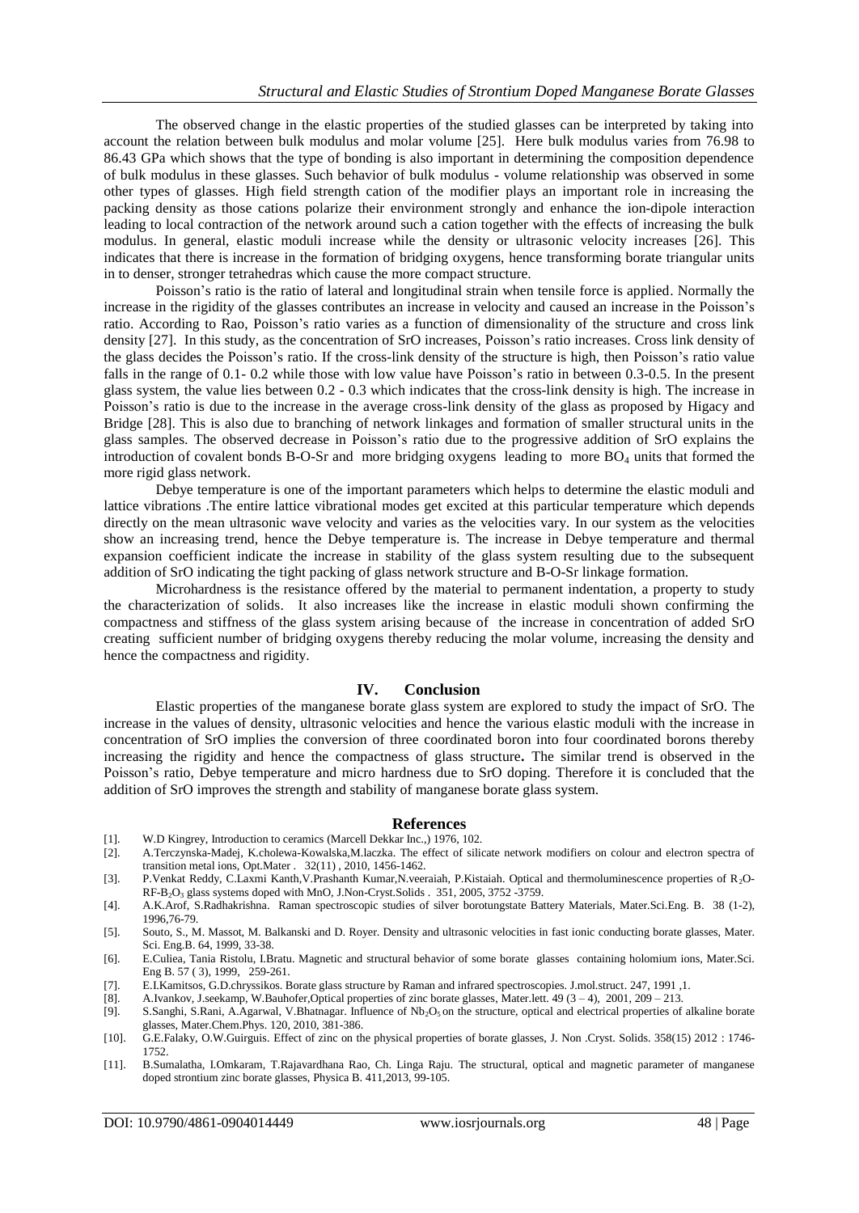The observed change in the elastic properties of the studied glasses can be interpreted by taking into account the relation between bulk modulus and molar volume [25]. Here bulk modulus varies from 76.98 to 86.43 GPa which shows that the type of bonding is also important in determining the composition dependence of bulk modulus in these glasses. Such behavior of bulk modulus - volume relationship was observed in some other types of glasses. High field strength cation of the modifier plays an important role in increasing the packing density as those cations polarize their environment strongly and enhance the ion-dipole interaction leading to local contraction of the network around such a cation together with the effects of increasing the bulk modulus. In general, elastic moduli increase while the density or ultrasonic velocity increases [26]. This indicates that there is increase in the formation of bridging oxygens, hence transforming borate triangular units in to denser, stronger tetrahedras which cause the more compact structure.

Poisson's ratio is the ratio of lateral and longitudinal strain when tensile force is applied. Normally the increase in the rigidity of the glasses contributes an increase in velocity and caused an increase in the Poisson's ratio. According to Rao, Poisson's ratio varies as a function of dimensionality of the structure and cross link density [27]. In this study, as the concentration of SrO increases, Poisson's ratio increases. Cross link density of the glass decides the Poisson's ratio. If the cross-link density of the structure is high, then Poisson's ratio value falls in the range of 0.1- 0.2 while those with low value have Poisson's ratio in between 0.3-0.5. In the present glass system, the value lies between 0.2 - 0.3 which indicates that the cross-link density is high. The increase in Poisson's ratio is due to the increase in the average cross-link density of the glass as proposed by Higacy and Bridge [28]. This is also due to branching of network linkages and formation of smaller structural units in the glass samples. The observed decrease in Poisson's ratio due to the progressive addition of SrO explains the introduction of covalent bonds B-O-Sr and more bridging oxygens leading to more $BO_4$ units that formed the more rigid glass network.

Debye temperature is one of the important parameters which helps to determine the elastic moduli and lattice vibrations .The entire lattice vibrational modes get excited at this particular temperature which depends directly on the mean ultrasonic wave velocity and varies as the velocities vary. In our system as the velocities show an increasing trend, hence the Debye temperature is. The increase in Debye temperature and thermal expansion coefficient indicate the increase in stability of the glass system resulting due to the subsequent addition of SrO indicating the tight packing of glass network structure and B-O-Sr linkage formation.

Microhardness is the resistance offered by the material to permanent indentation, a property to study the characterization of solids. It also increases like the increase in elastic moduli shown confirming the compactness and stiffness of the glass system arising because of the increase in concentration of added SrO creating sufficient number of bridging oxygens thereby reducing the molar volume, increasing the density and hence the compactness and rigidity.

## IV. Conclusion

Elastic properties of the manganese borate glass system are explored to study the impact of SrO. The increase in the values of density, ultrasonic velocities and hence the various elastic moduli with the increase in concentration of SrO implies the conversion of three coordinated boron into four coordinated borons thereby increasing the rigidity and hence the compactness of glass structure**.** The similar trend is observed in the Poisson's ratio, Debye temperature and micro hardness due to SrO doping. Therefore it is concluded that the addition of SrO improves the strength and stability of manganese borate glass system.

## References

[1]. W.D Kingrey, Introduction to ceramics (Marcell Dekkar Inc.,) 1976, 102.

[2]. A.Terczynska-Madej, K.cholewa-Kowalska,M.laczka. The effect of silicate network modifiers on colour and electron spectra of transition metal ions, Opt.Mater . 32(11) , 2010, 1456-1462.

[3]. P.Venkat Reddy, C.Laxmi Kanth,V.Prashanth Kumar,N.veeraiah, P.Kistaiah. Optical and thermoluminescence properties of $R_2O$-RF-$B_2O_3$ glass systems doped with MnO, J.Non-Cryst.Solids . 351, 2005, 3752 -3759.

[4]. A.K.Arof, S.Radhakrishna. Raman spectroscopic studies of silver borotungstate Battery Materials, Mater.Sci.Eng. B. 38 (1-2), 1996,76-79.

[5]. Souto, S., M. Massot, M. Balkanski and D. Royer. Density and ultrasonic velocities in fast ionic conducting borate glasses, Mater. Sci. Eng.B. 64, 1999, 33-38.

[6]. E.Culiea, Tania Ristolu, I.Bratu. Magnetic and structural behavior of some borate glasses containing holomium ions, Mater.Sci. Eng B. 57 ( 3), 1999, 259-261.

[7]. E.I.Kamitsos, G.D.chryssikos. Borate glass structure by Raman and infrared spectroscopies. J.mol.struct. 247, 1991 ,1.

[8]. A.Ivankov, J.seekamp, W.Bauhofer,Optical properties of zinc borate glasses, Mater.lett. 49 (3 – 4), 2001, 209 – 213.

[9]. S.Sanghi, S.Rani, A.Agarwal, V.Bhatnagar. Influence of $Nb_2O_5$ on the structure, optical and electrical properties of alkaline borate glasses, Mater.Chem.Phys. 120, 2010, 381-386.

[10]. G.E.Falaky, O.W.Guirguis. Effect of zinc on the physical properties of borate glasses, J. Non .Cryst. Solids. 358(15) 2012 : 1746-1752.

[11]. B.Sumalatha, I.Omkaram, T.Rajavardhana Rao, Ch. Linga Raju. The structural, optical and magnetic parameter of manganese doped strontium zinc borate glasses, Physica B. 411,2013, 99-105.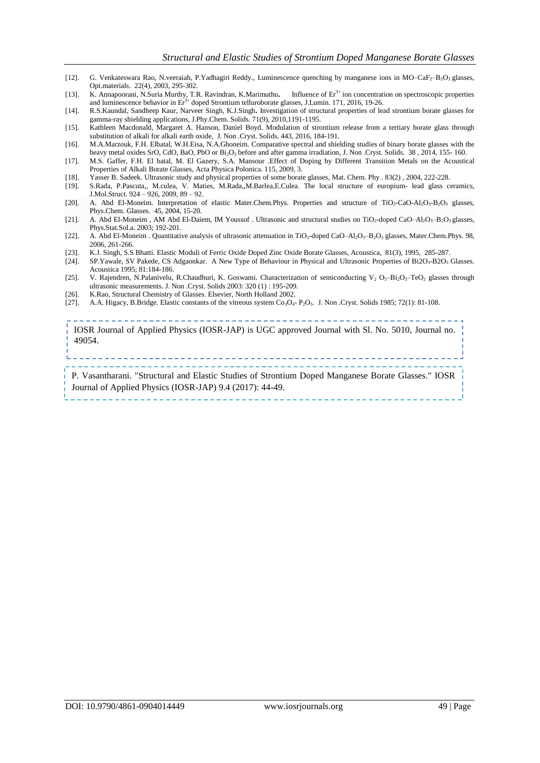[12]. G. Venkateswara Rao, N.veeraiah, P.Yadhagiri Reddy., Luminescence quenching by manganese ions in MO–$CaF_2$–$B_2O_3$ glasses, Opt.materials. 22(4), 2003, 295-302.

[13]. K. Annapoorani, N.Suria Murthy, T.R. Ravindran, K.Marimuthu**.** Influence of $Er^{3+}$ ion concentration on spectroscopic properties and luminescence behavior in $Er^{3+}$ doped Strontium telluroborate glasses, J.Lumin. 171, 2016, 19-26.

[14]. R.S.Kaundal, Sandheep Kaur, Narveer Singh, K.J.Singh**.** Investigation of structural properties of lead strontium borate glasses for gamma-ray shielding applications, J.Phy.Chem. Solids. 71(9), 2010,1191-1195.

[15]. Kathleen Macdonald, Margaret A. Hanson, Daniel Boyd. Modulation of strontium release from a tertiary borate glass through substitution of alkali for alkali earth oxide, J. Non .Cryst. Solids. 443, 2016, 184-191.

[16]. M.A.Marzouk, F.H. Elbatal, W.H.Eisa, N.A.Ghoneim. Comparative spectral and shielding studies of binary borate glasses with the heavy metal oxides SrO, CdO, BaO, PbO or $Bi_2O_3$ before and after gamma irradiation, J. Non .Cryst. Solids. 38 , 2014, 155- 160.

[17]. M.S. Gaffer, F.H. El batal, M. El Gazery, S.A. Mansour .Effect of Doping by Different Transition Metals on the Acoustical Properties of Alkali Borate Glasses, Acta Physica Polonica. 115, 2009, 3.

[18]. Yasser B. Sadeek. Ultrasonic study and physical properties of some borate glasses, Mat. Chem. Phy . 83(2) , 2004, 222-228.

[19]. S.Rada, P.Pascuta,, M.culea, V. Maties, M.Rada,,M.Barlea,E.Culea. The local structure of europium- lead glass ceramics, J.Mol.Struct. 924 – 926, 2009, 89 – 92.

[20]. A. Abd El-Moneim. Interpretation of elastic Mater.Chem.Phys. Properties and structure of $TiO_2$-CaO-$Al_2O_3$-$B_2O_3$ glasses, Phys.Chem. Glasses. 45, 2004, 15-20.

[21]. A. Abd El-Moneim , AM Abd El-Daiem, IM Youssof . Ultrasonic and structural studies on $TiO_2$-doped CaO–$Al_2O_3$–$B_2O_3$ glasses, Phys.Stat.Sol.a. 2003; 192-201.

[22]. A. Abd El-Moneim . Quantitative analysis of ultrasonic attenuation in $TiO_2$-doped CaO–$Al_2O_3$–$B_2O_3$ glasses, Mater.Chem.Phys. 98, 2006, 261-266.

[23]. K.J. Singh, S.S Bhatti. Elastic Moduli of Ferric Oxide Doped Zinc Oxide Borate Glasses, Acoustica, 81(3), 1995, 285-287.

[24]. SP.Yawale, SV Pakede, CS Adgaonkar. A New Type of Behaviour in Physical and Ultrasonic Properties of Bi2O3-B2O3 Glasses. Acoustica 1995; 81:184-186.

[25]. V. Rajendren, N.Palanivelu, R.Chaudhuri, K. Goswami. Characterization of semiconducting $V_2O_5$–$Bi_2O_3$–$TeO_2$ glasses through ultrasonic measurements. J. Non .Cryst. Solids 2003: 320 (1) : 195-209.

[26]. K.Rao, Structural Chemistry of Glasses. Elsevier, North Holland 2002.

[27]. A.A. Higacy, B.Bridge. Elastic constants of the vitreous system $Co_3O_4$- $P_2O_5$. J. Non .Cryst. Solids 1985; 72(1): 81-108.

IOSR Journal of Applied Physics (IOSR-JAP) is UGC approved Journal with Sl. No. 5010, Journal no. 49054.

P. Vasantharani. "Structural and Elastic Studies of Strontium Doped Manganese Borate Glasses." IOSR Journal of Applied Physics (IOSR-JAP) 9.4 (2017): 44-49.